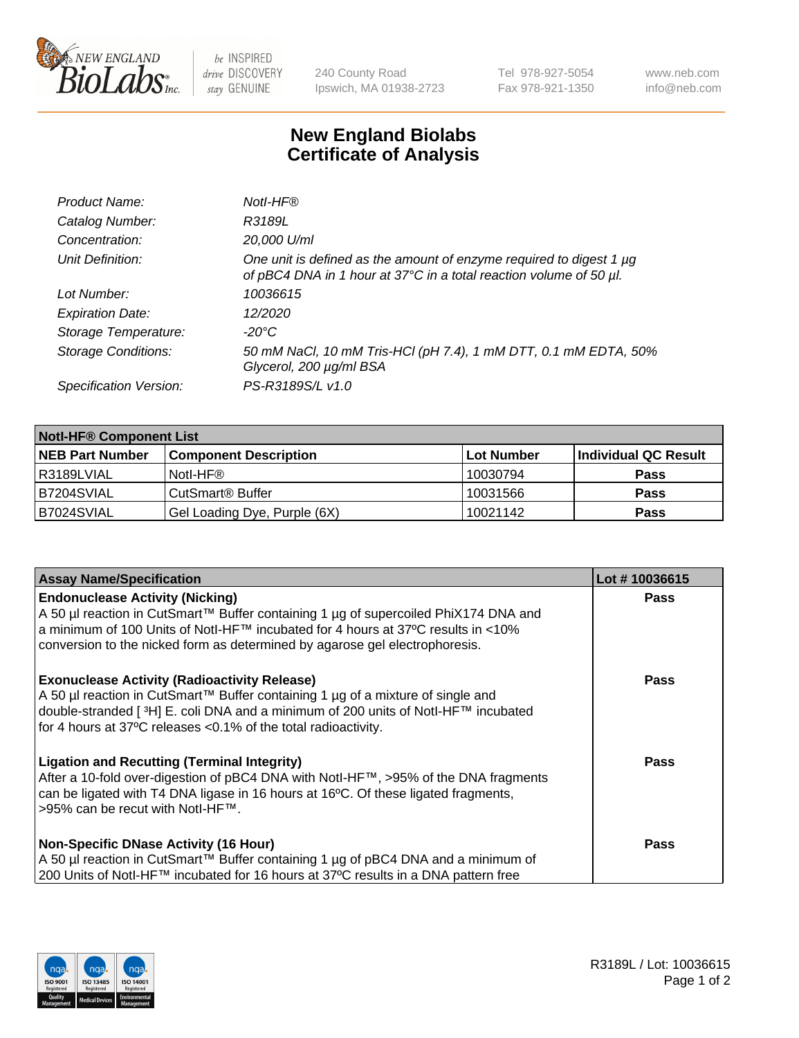# New England Biolabs Certificate of Analysis

| | |
|---|---|
| *Product Name:* | *NotI-HF®* |
| *Catalog Number:* | *R3189L* |
| *Concentration:* | *20,000 U/ml* |
| *Unit Definition:* | *One unit is defined as the amount of enzyme required to digest 1 µg of pBC4 DNA in 1 hour at 37°C in a total reaction volume of 50 µl.* |
| *Lot Number:* | *10036615* |
| *Expiration Date:* | *12/2020* |
| *Storage Temperature:* | *-20°C* |
| *Storage Conditions:* | *50 mM NaCl, 10 mM Tris-HCl (pH 7.4), 1 mM DTT, 0.1 mM EDTA, 50% Glycerol, 200 µg/ml BSA* |
| *Specification Version:* | *PS-R3189S/L v1.0* |

| **NotI-HF® Component List** | | | |
|---|---|---|---|
| **NEB Part Number** | **Component Description** | **Lot Number** | **Individual QC Result** |
| R3189LVIAL | NotI-HF® | 10030794 | **Pass** |
| B7204SVIAL | CutSmart® Buffer | 10031566 | **Pass** |
| B7024SVIAL | Gel Loading Dye, Purple (6X) | 10021142 | **Pass** |

| Assay Name/Specification | Lot # 10036615 |
|---|---|
| **Endonuclease Activity (Nicking)** A 50 µl reaction in CutSmart™ Buffer containing 1 µg of supercoiled PhiX174 DNA and a minimum of 100 Units of NotI-HF™ incubated for 4 hours at 37ºC results in <10% conversion to the nicked form as determined by agarose gel electrophoresis. | **Pass** |
| **Exonuclease Activity (Radioactivity Release)** A 50 µl reaction in CutSmart™ Buffer containing 1 µg of a mixture of single and double-stranded [ $^3$H] E. coli DNA and a minimum of 200 units of NotI-HF™ incubated for 4 hours at 37ºC releases <0.1% of the total radioactivity. | **Pass** |
| **Ligation and Recutting (Terminal Integrity)** After a 10-fold over-digestion of pBC4 DNA with NotI-HF™, >95% of the DNA fragments can be ligated with T4 DNA ligase in 16 hours at 16ºC. Of these ligated fragments, >95% can be recut with NotI-HF™. | **Pass** |
| **Non-Specific DNase Activity (16 Hour)** A 50 µl reaction in CutSmart™ Buffer containing 1 µg of pBC4 DNA and a minimum of 200 Units of NotI-HF™ incubated for 16 hours at 37ºC results in a DNA pattern free | **Pass** |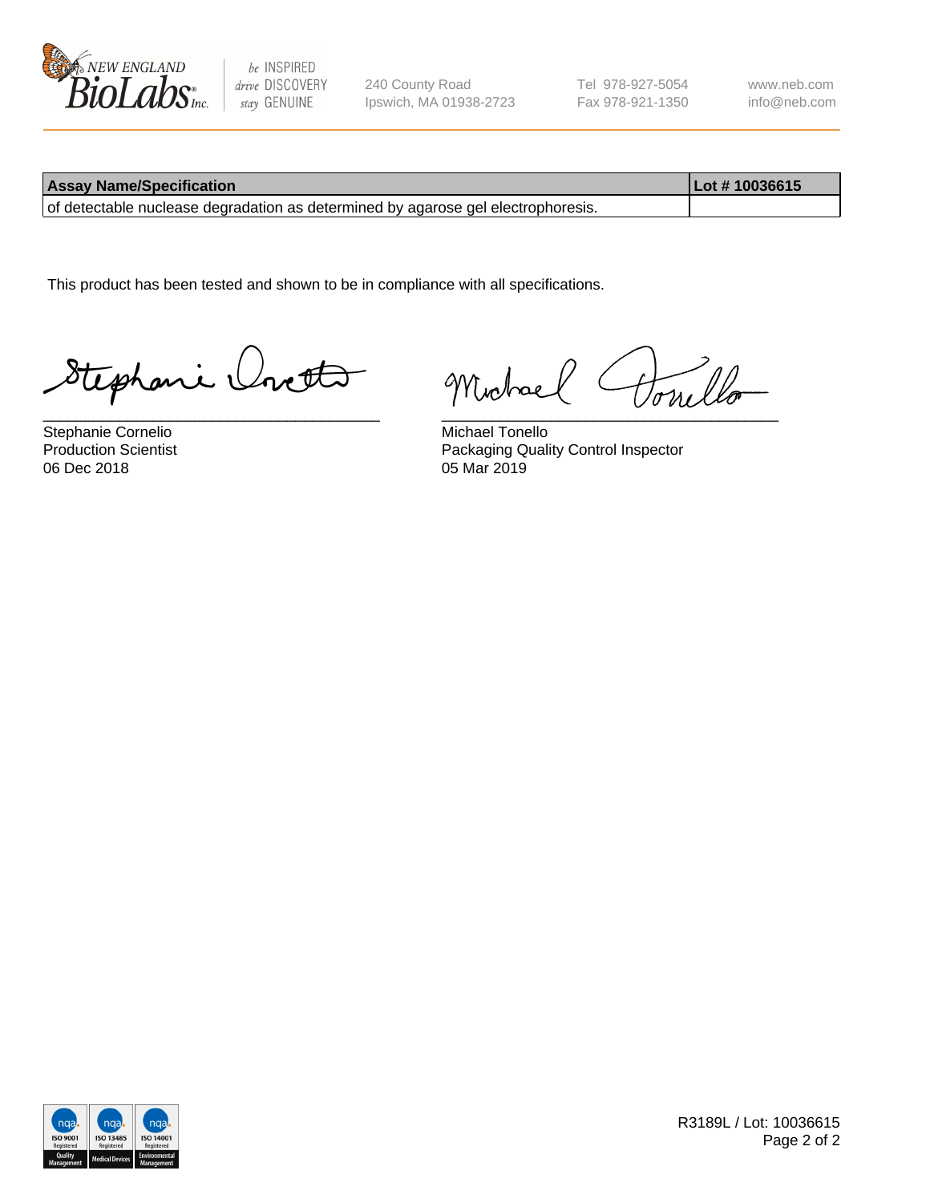| Assay Name/Specification | Lot # 10036615 |
| --- | --- |
| of detectable nuclease degradation as determined by agarose gel electrophoresis. | |

This product has been tested and shown to be in compliance with all specifications.

Stephanie Cornelio
Production Scientist
06 Dec 2018

Michael Tonello
Packaging Quality Control Inspector
05 Mar 2019

R3189L / Lot: 10036615